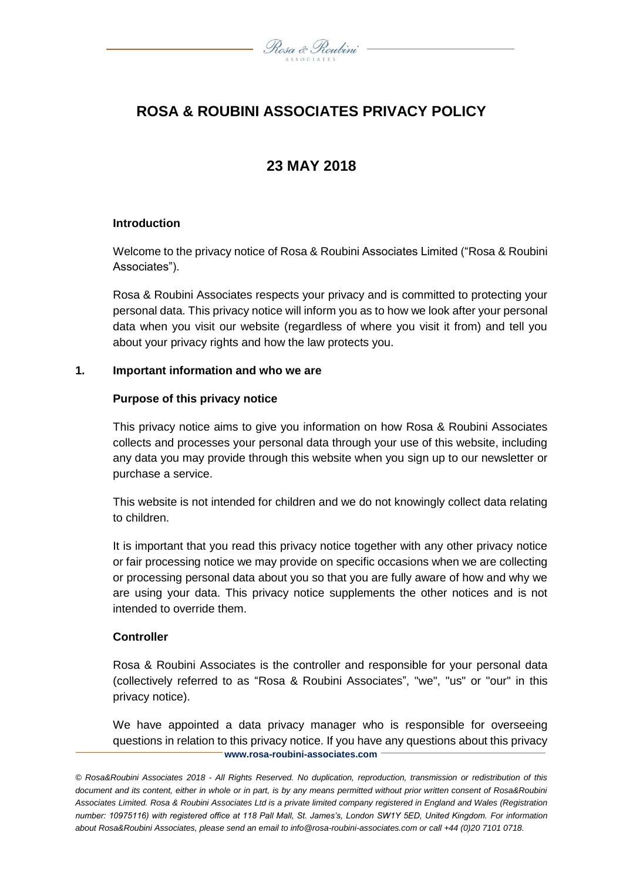# ROSA & ROUBINI ASSOCIATES PRIVACY POLICY

## 23 MAY 2018

### Introduction

Welcome to the privacy notice of Rosa & Roubini Associates Limited ("Rosa & Roubini Associates").

Rosa & Roubini Associates respects your privacy and is committed to protecting your personal data. This privacy notice will inform you as to how we look after your personal data when you visit our website (regardless of where you visit it from) and tell you about your privacy rights and how the law protects you.

### 1. Important information and who we are

**Purpose of this privacy notice**

This privacy notice aims to give you information on how Rosa & Roubini Associates collects and processes your personal data through your use of this website, including any data you may provide through this website when you sign up to our newsletter or purchase a service.

This website is not intended for children and we do not knowingly collect data relating to children.

It is important that you read this privacy notice together with any other privacy notice or fair processing notice we may provide on specific occasions when we are collecting or processing personal data about you so that you are fully aware of how and why we are using your data. This privacy notice supplements the other notices and is not intended to override them.

**Controller**

Rosa & Roubini Associates is the controller and responsible for your personal data (collectively referred to as "Rosa & Roubini Associates", "we", "us" or "our" in this privacy notice).

We have appointed a data privacy manager who is responsible for overseeing questions in relation to this privacy notice. If you have any questions about this privacy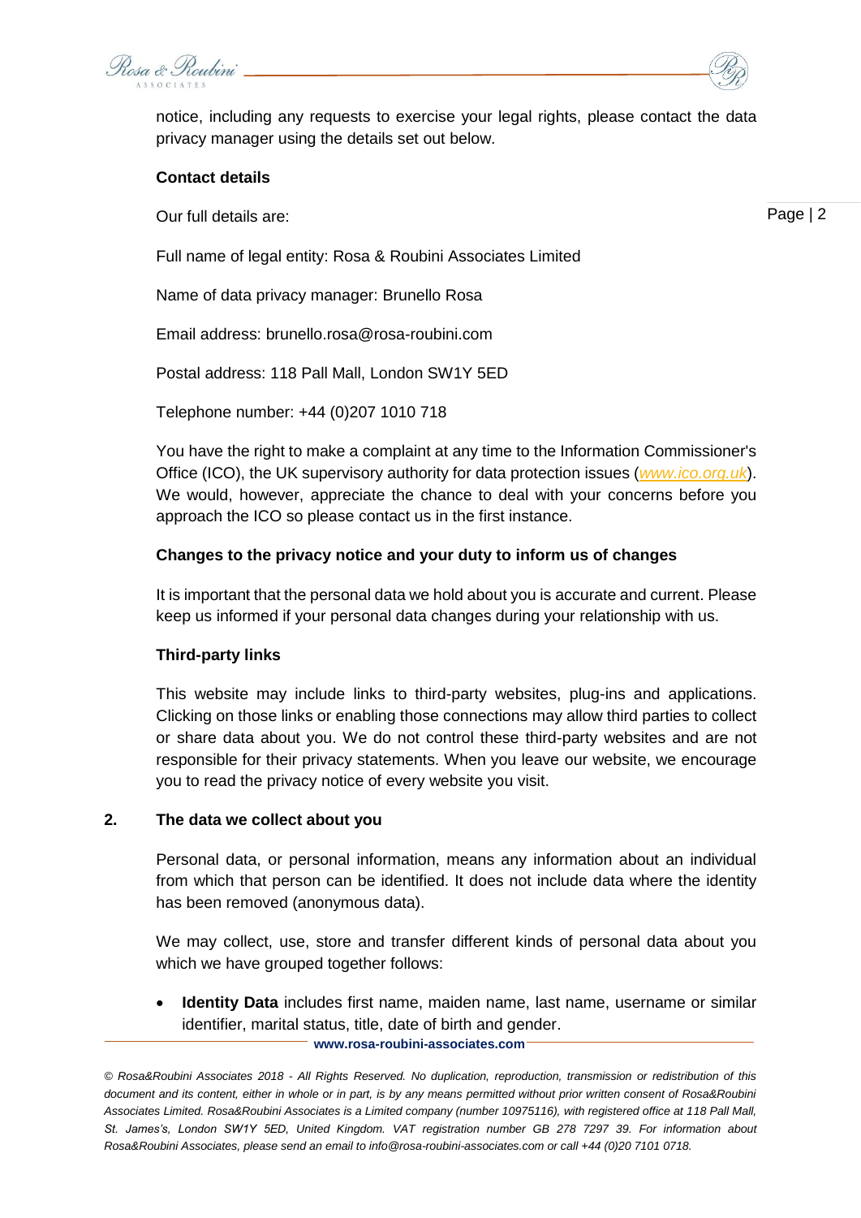notice, including any requests to exercise your legal rights, please contact the data privacy manager using the details set out below.

**Contact details**

Our full details are:

Full name of legal entity: Rosa & Roubini Associates Limited

Name of data privacy manager: Brunello Rosa

Email address: brunello.rosa@rosa-roubini.com

Postal address: 118 Pall Mall, London SW1Y 5ED

Telephone number: +44 (0)207 1010 718

You have the right to make a complaint at any time to the Information Commissioner's Office (ICO), the UK supervisory authority for data protection issues (*www.ico.org.uk*). We would, however, appreciate the chance to deal with your concerns before you approach the ICO so please contact us in the first instance.

**Changes to the privacy notice and your duty to inform us of changes**

It is important that the personal data we hold about you is accurate and current. Please keep us informed if your personal data changes during your relationship with us.

**Third-party links**

This website may include links to third-party websites, plug-ins and applications. Clicking on those links or enabling those connections may allow third parties to collect or share data about you. We do not control these third-party websites and are not responsible for their privacy statements. When you leave our website, we encourage you to read the privacy notice of every website you visit.

## 2. The data we collect about you

Personal data, or personal information, means any information about an individual from which that person can be identified. It does not include data where the identity has been removed (anonymous data).

We may collect, use, store and transfer different kinds of personal data about you which we have grouped together follows:

- **Identity Data** includes first name, maiden name, last name, username or similar identifier, marital status, title, date of birth and gender.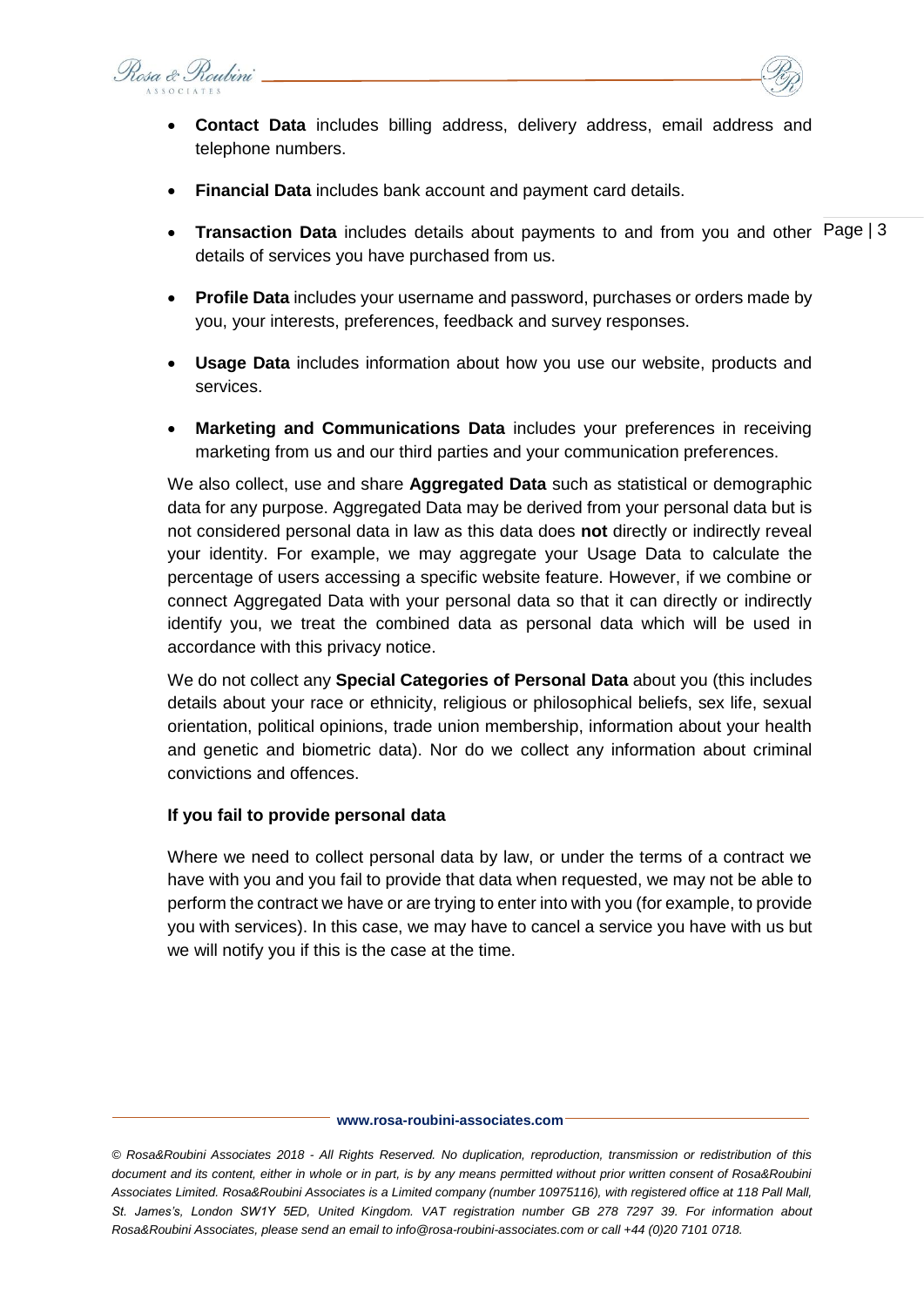- **Contact Data** includes billing address, delivery address, email address and telephone numbers.
- **Financial Data** includes bank account and payment card details.
- **Transaction Data** includes details about payments to and from you and other details of services you have purchased from us.
- **Profile Data** includes your username and password, purchases or orders made by you, your interests, preferences, feedback and survey responses.
- **Usage Data** includes information about how you use our website, products and services.
- **Marketing and Communications Data** includes your preferences in receiving marketing from us and our third parties and your communication preferences.

We also collect, use and share **Aggregated Data** such as statistical or demographic data for any purpose. Aggregated Data may be derived from your personal data but is not considered personal data in law as this data does **not** directly or indirectly reveal your identity. For example, we may aggregate your Usage Data to calculate the percentage of users accessing a specific website feature. However, if we combine or connect Aggregated Data with your personal data so that it can directly or indirectly identify you, we treat the combined data as personal data which will be used in accordance with this privacy notice.

We do not collect any **Special Categories of Personal Data** about you (this includes details about your race or ethnicity, religious or philosophical beliefs, sex life, sexual orientation, political opinions, trade union membership, information about your health and genetic and biometric data). Nor do we collect any information about criminal convictions and offences.

**If you fail to provide personal data**

Where we need to collect personal data by law, or under the terms of a contract we have with you and you fail to provide that data when requested, we may not be able to perform the contract we have or are trying to enter into with you (for example, to provide you with services). In this case, we may have to cancel a service you have with us but we will notify you if this is the case at the time.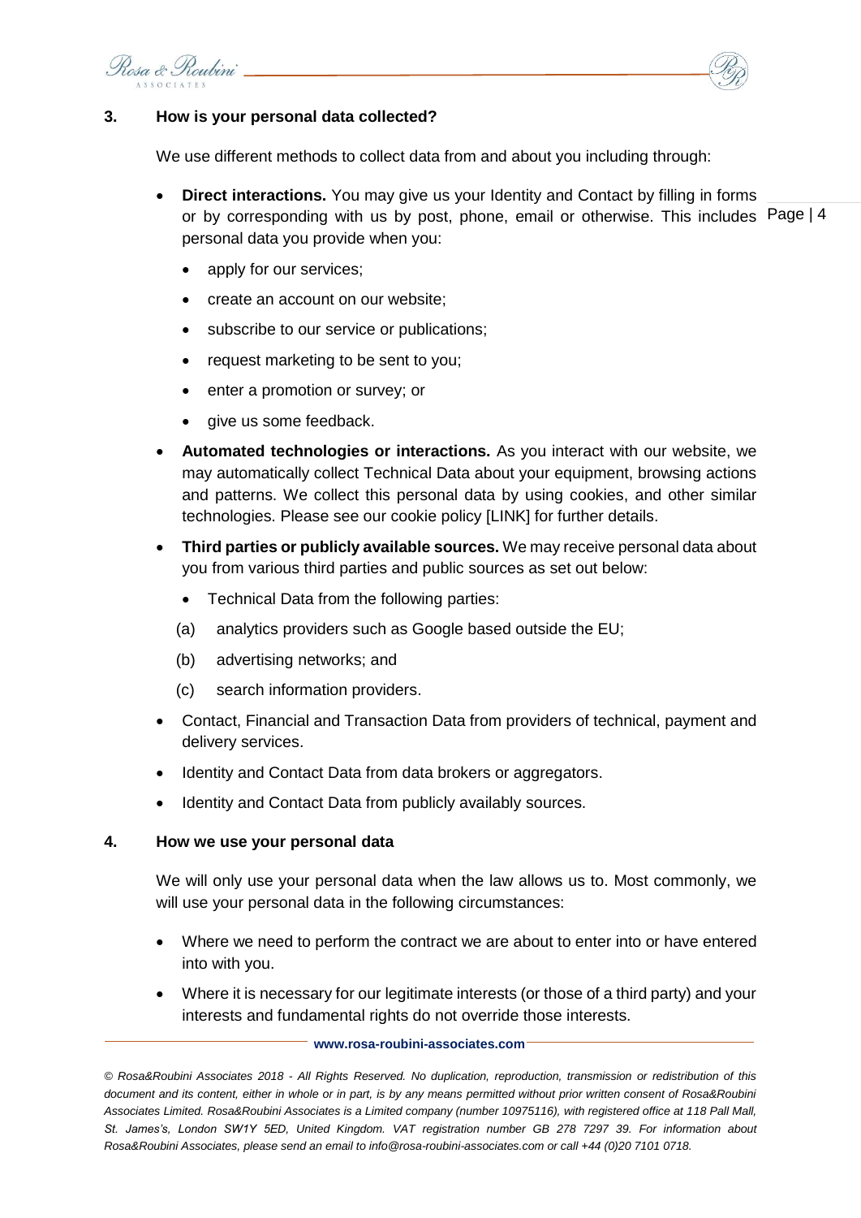## 3. How is your personal data collected?

We use different methods to collect data from and about you including through:

- **Direct interactions.** You may give us your Identity and Contact by filling in forms or by corresponding with us by post, phone, email or otherwise. This includes personal data you provide when you:
  - apply for our services;
  - create an account on our website;
  - subscribe to our service or publications;
  - request marketing to be sent to you;
  - enter a promotion or survey; or
  - give us some feedback.
- **Automated technologies or interactions.** As you interact with our website, we may automatically collect Technical Data about your equipment, browsing actions and patterns. We collect this personal data by using cookies, and other similar technologies. Please see our cookie policy [LINK] for further details.
- **Third parties or publicly available sources.** We may receive personal data about you from various third parties and public sources as set out below:
  - Technical Data from the following parties:

    (a) analytics providers such as Google based outside the EU;

    (b) advertising networks; and

    (c) search information providers.
- Contact, Financial and Transaction Data from providers of technical, payment and delivery services.
- Identity and Contact Data from data brokers or aggregators.
- Identity and Contact Data from publicly availably sources.

## 4. How we use your personal data

We will only use your personal data when the law allows us to. Most commonly, we will use your personal data in the following circumstances:

- Where we need to perform the contract we are about to enter into or have entered into with you.
- Where it is necessary for our legitimate interests (or those of a third party) and your interests and fundamental rights do not override those interests.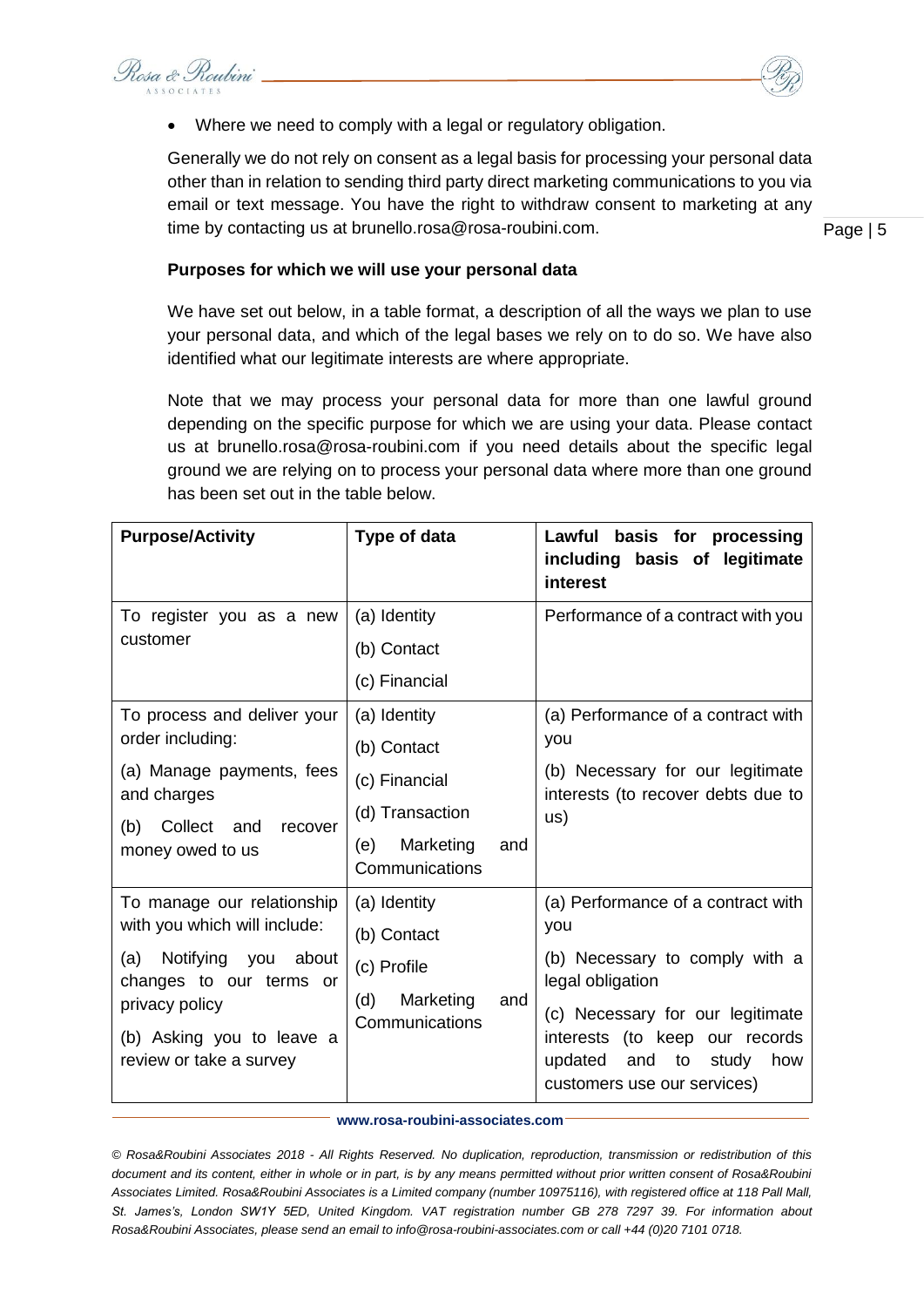- Where we need to comply with a legal or regulatory obligation.

Generally we do not rely on consent as a legal basis for processing your personal data other than in relation to sending third party direct marketing communications to you via email or text message. You have the right to withdraw consent to marketing at any time by contacting us at brunello.rosa@rosa-roubini.com.

**Purposes for which we will use your personal data**

We have set out below, in a table format, a description of all the ways we plan to use your personal data, and which of the legal bases we rely on to do so. We have also identified what our legitimate interests are where appropriate.

Note that we may process your personal data for more than one lawful ground depending on the specific purpose for which we are using your data. Please contact us at brunello.rosa@rosa-roubini.com if you need details about the specific legal ground we are relying on to process your personal data where more than one ground has been set out in the table below.

| **Purpose/Activity** | **Type of data** | **Lawful basis for processing including basis of legitimate interest** |
| --- | --- | --- |
| To register you as a new customer | (a) Identity<br>(b) Contact<br>(c) Financial | Performance of a contract with you |
| To process and deliver your order including:<br>(a) Manage payments, fees and charges<br>(b) Collect and recover money owed to us | (a) Identity<br>(b) Contact<br>(c) Financial<br>(d) Transaction<br>(e) Marketing and Communications | (a) Performance of a contract with you<br>(b) Necessary for our legitimate interests (to recover debts due to us) |
| To manage our relationship with you which will include:<br>(a) Notifying you about changes to our terms or privacy policy<br>(b) Asking you to leave a review or take a survey | (a) Identity<br>(b) Contact<br>(c) Profile<br>(d) Marketing and Communications | (a) Performance of a contract with you<br>(b) Necessary to comply with a legal obligation<br>(c) Necessary for our legitimate interests (to keep our records updated and to study how customers use our services) |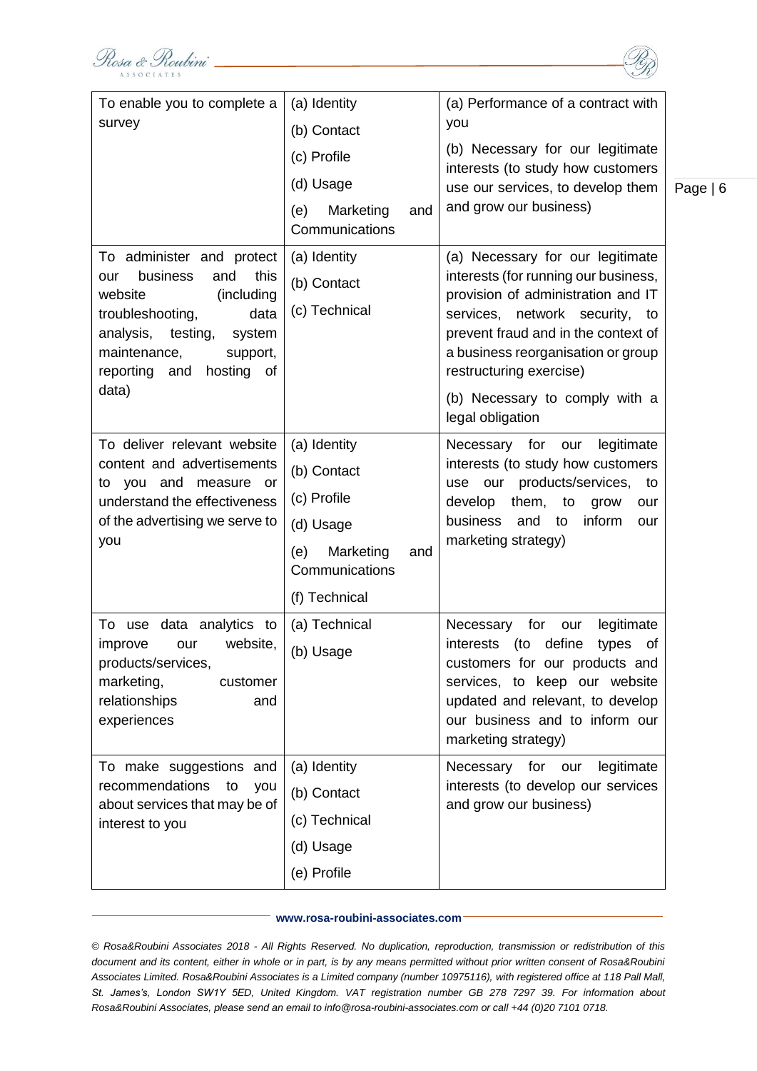| To enable you to complete a survey | (a) Identity<br>(b) Contact<br>(c) Profile<br>(d) Usage<br>(e) Marketing and Communications | (a) Performance of a contract with you<br>(b) Necessary for our legitimate interests (to study how customers use our services, to develop them and grow our business) |
|---|---|---|
| To administer and protect our business and this website (including troubleshooting, data analysis, testing, system maintenance, support, reporting and hosting of data) | (a) Identity<br>(b) Contact<br>(c) Technical | (a) Necessary for our legitimate interests (for running our business, provision of administration and IT services, network security, to prevent fraud and in the context of a business reorganisation or group restructuring exercise)<br>(b) Necessary to comply with a legal obligation |
| To deliver relevant website content and advertisements to you and measure or understand the effectiveness of the advertising we serve to you | (a) Identity<br>(b) Contact<br>(c) Profile<br>(d) Usage<br>(e) Marketing and Communications<br>(f) Technical | Necessary for our legitimate interests (to study how customers use our products/services, to develop them, to grow our business and to inform our marketing strategy) |
| To use data analytics to improve our website, products/services, marketing, customer relationships and experiences | (a) Technical<br>(b) Usage | Necessary for our legitimate interests (to define types of customers for our products and services, to keep our website updated and relevant, to develop our business and to inform our marketing strategy) |
| To make suggestions and recommendations to you about services that may be of interest to you | (a) Identity<br>(b) Contact<br>(c) Technical<br>(d) Usage<br>(e) Profile | Necessary for our legitimate interests (to develop our services and grow our business) |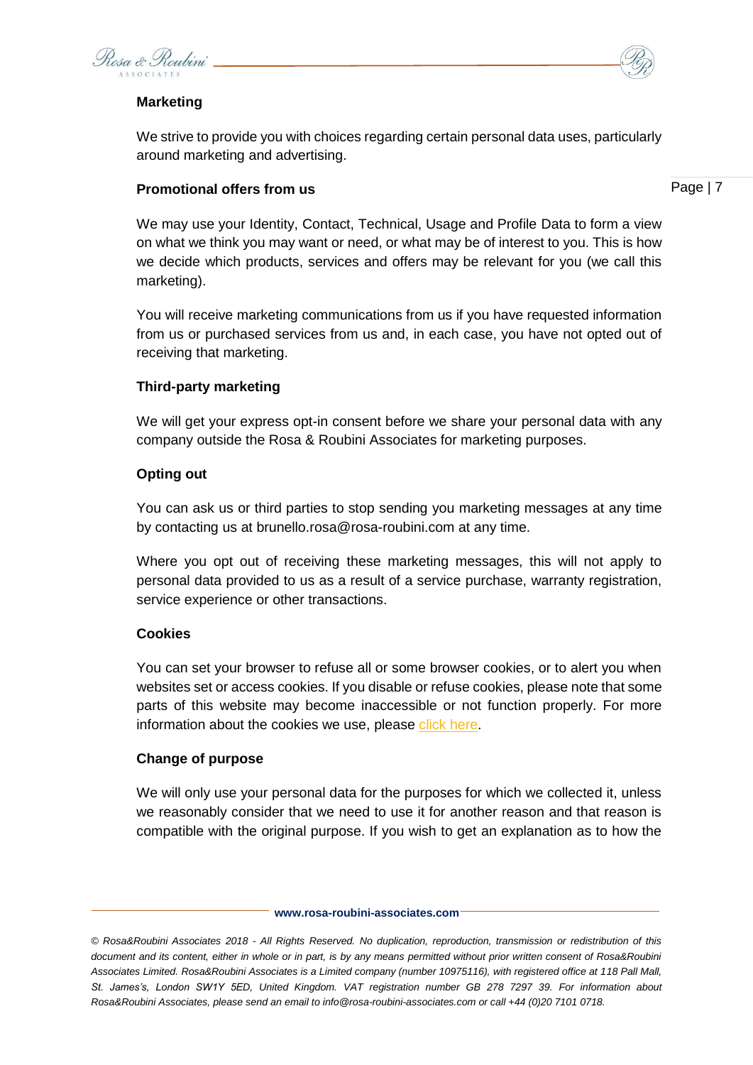**Marketing**

We strive to provide you with choices regarding certain personal data uses, particularly around marketing and advertising.

**Promotional offers from us**

We may use your Identity, Contact, Technical, Usage and Profile Data to form a view on what we think you may want or need, or what may be of interest to you. This is how we decide which products, services and offers may be relevant for you (we call this marketing).

You will receive marketing communications from us if you have requested information from us or purchased services from us and, in each case, you have not opted out of receiving that marketing.

**Third-party marketing**

We will get your express opt-in consent before we share your personal data with any company outside the Rosa & Roubini Associates for marketing purposes.

**Opting out**

You can ask us or third parties to stop sending you marketing messages at any time by contacting us at brunello.rosa@rosa-roubini.com at any time.

Where you opt out of receiving these marketing messages, this will not apply to personal data provided to us as a result of a service purchase, warranty registration, service experience or other transactions.

**Cookies**

You can set your browser to refuse all or some browser cookies, or to alert you when websites set or access cookies. If you disable or refuse cookies, please note that some parts of this website may become inaccessible or not function properly. For more information about the cookies we use, please click here.

**Change of purpose**

We will only use your personal data for the purposes for which we collected it, unless we reasonably consider that we need to use it for another reason and that reason is compatible with the original purpose. If you wish to get an explanation as to how the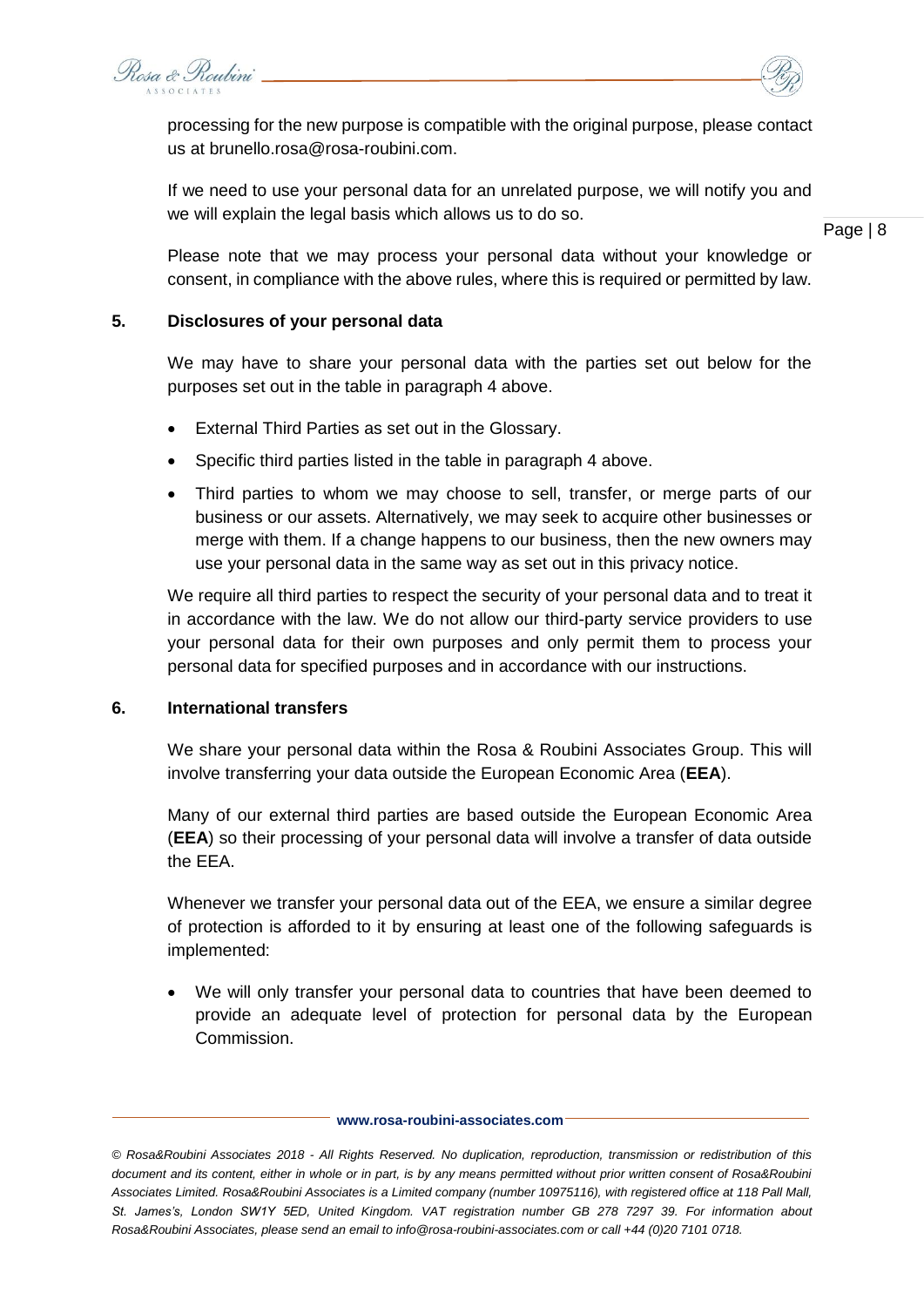processing for the new purpose is compatible with the original purpose, please contact us at brunello.rosa@rosa-roubini.com.

If we need to use your personal data for an unrelated purpose, we will notify you and we will explain the legal basis which allows us to do so.

Please note that we may process your personal data without your knowledge or consent, in compliance with the above rules, where this is required or permitted by law.

## 5. Disclosures of your personal data

We may have to share your personal data with the parties set out below for the purposes set out in the table in paragraph 4 above.

- External Third Parties as set out in the Glossary.
- Specific third parties listed in the table in paragraph 4 above.
- Third parties to whom we may choose to sell, transfer, or merge parts of our business or our assets. Alternatively, we may seek to acquire other businesses or merge with them. If a change happens to our business, then the new owners may use your personal data in the same way as set out in this privacy notice.

We require all third parties to respect the security of your personal data and to treat it in accordance with the law. We do not allow our third-party service providers to use your personal data for their own purposes and only permit them to process your personal data for specified purposes and in accordance with our instructions.

## 6. International transfers

We share your personal data within the Rosa & Roubini Associates Group. This will involve transferring your data outside the European Economic Area (**EEA**).

Many of our external third parties are based outside the European Economic Area (**EEA**) so their processing of your personal data will involve a transfer of data outside the EEA.

Whenever we transfer your personal data out of the EEA, we ensure a similar degree of protection is afforded to it by ensuring at least one of the following safeguards is implemented:

- We will only transfer your personal data to countries that have been deemed to provide an adequate level of protection for personal data by the European Commission.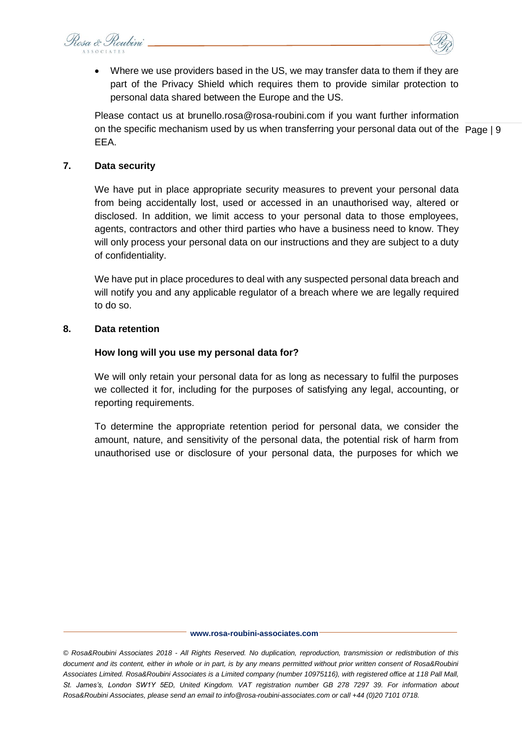- Where we use providers based in the US, we may transfer data to them if they are part of the Privacy Shield which requires them to provide similar protection to personal data shared between the Europe and the US.

Please contact us at brunello.rosa@rosa-roubini.com if you want further information on the specific mechanism used by us when transferring your personal data out of the EEA.

## 7. Data security

We have put in place appropriate security measures to prevent your personal data from being accidentally lost, used or accessed in an unauthorised way, altered or disclosed. In addition, we limit access to your personal data to those employees, agents, contractors and other third parties who have a business need to know. They will only process your personal data on our instructions and they are subject to a duty of confidentiality.

We have put in place procedures to deal with any suspected personal data breach and will notify you and any applicable regulator of a breach where we are legally required to do so.

## 8. Data retention

### How long will you use my personal data for?

We will only retain your personal data for as long as necessary to fulfil the purposes we collected it for, including for the purposes of satisfying any legal, accounting, or reporting requirements.

To determine the appropriate retention period for personal data, we consider the amount, nature, and sensitivity of the personal data, the potential risk of harm from unauthorised use or disclosure of your personal data, the purposes for which we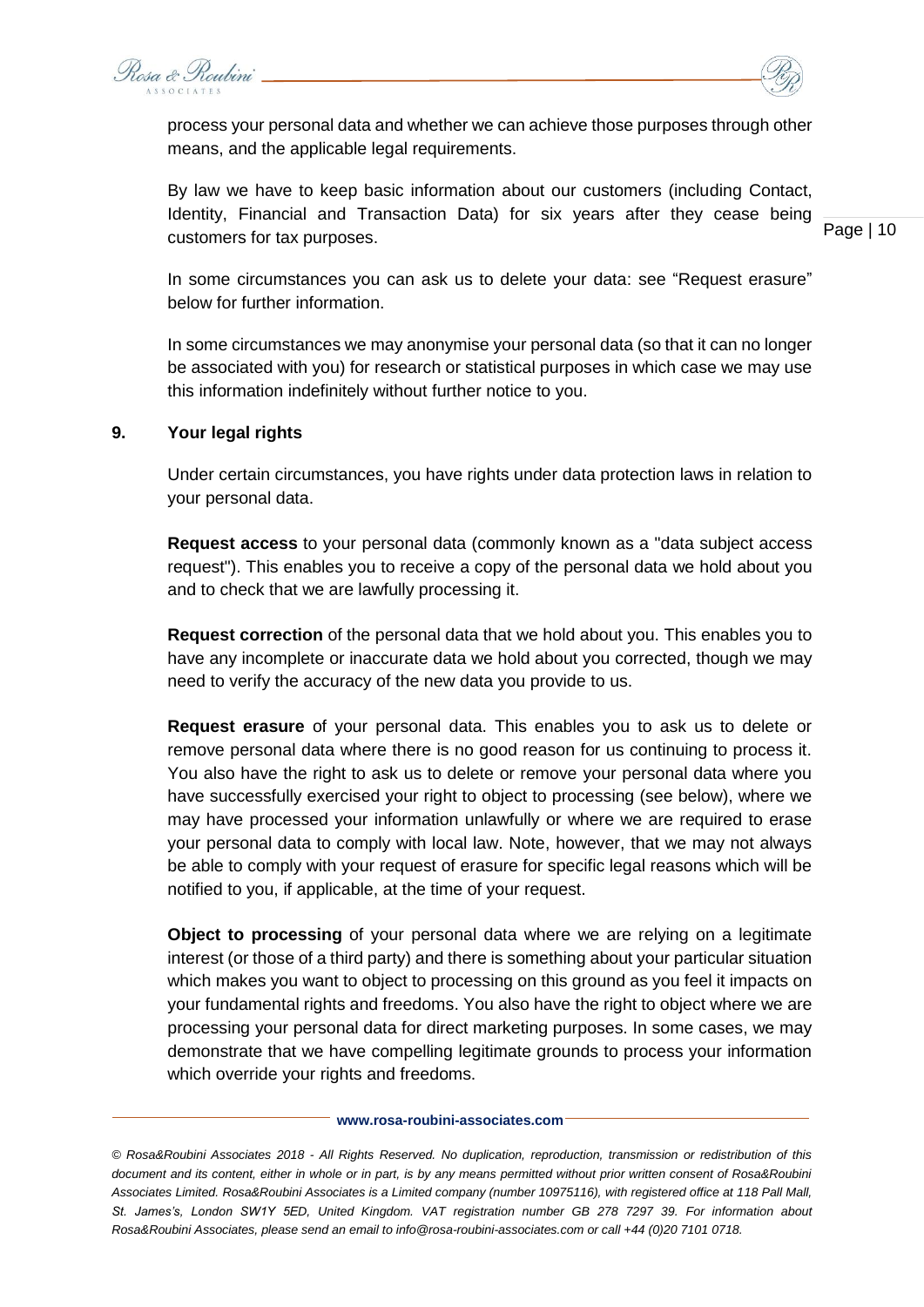process your personal data and whether we can achieve those purposes through other means, and the applicable legal requirements.

By law we have to keep basic information about our customers (including Contact, Identity, Financial and Transaction Data) for six years after they cease being customers for tax purposes.

In some circumstances you can ask us to delete your data: see "Request erasure" below for further information.

In some circumstances we may anonymise your personal data (so that it can no longer be associated with you) for research or statistical purposes in which case we may use this information indefinitely without further notice to you.

## 9. Your legal rights

Under certain circumstances, you have rights under data protection laws in relation to your personal data.

**Request access** to your personal data (commonly known as a "data subject access request"). This enables you to receive a copy of the personal data we hold about you and to check that we are lawfully processing it.

**Request correction** of the personal data that we hold about you. This enables you to have any incomplete or inaccurate data we hold about you corrected, though we may need to verify the accuracy of the new data you provide to us.

**Request erasure** of your personal data. This enables you to ask us to delete or remove personal data where there is no good reason for us continuing to process it. You also have the right to ask us to delete or remove your personal data where you have successfully exercised your right to object to processing (see below), where we may have processed your information unlawfully or where we are required to erase your personal data to comply with local law. Note, however, that we may not always be able to comply with your request of erasure for specific legal reasons which will be notified to you, if applicable, at the time of your request.

**Object to processing** of your personal data where we are relying on a legitimate interest (or those of a third party) and there is something about your particular situation which makes you want to object to processing on this ground as you feel it impacts on your fundamental rights and freedoms. You also have the right to object where we are processing your personal data for direct marketing purposes. In some cases, we may demonstrate that we have compelling legitimate grounds to process your information which override your rights and freedoms.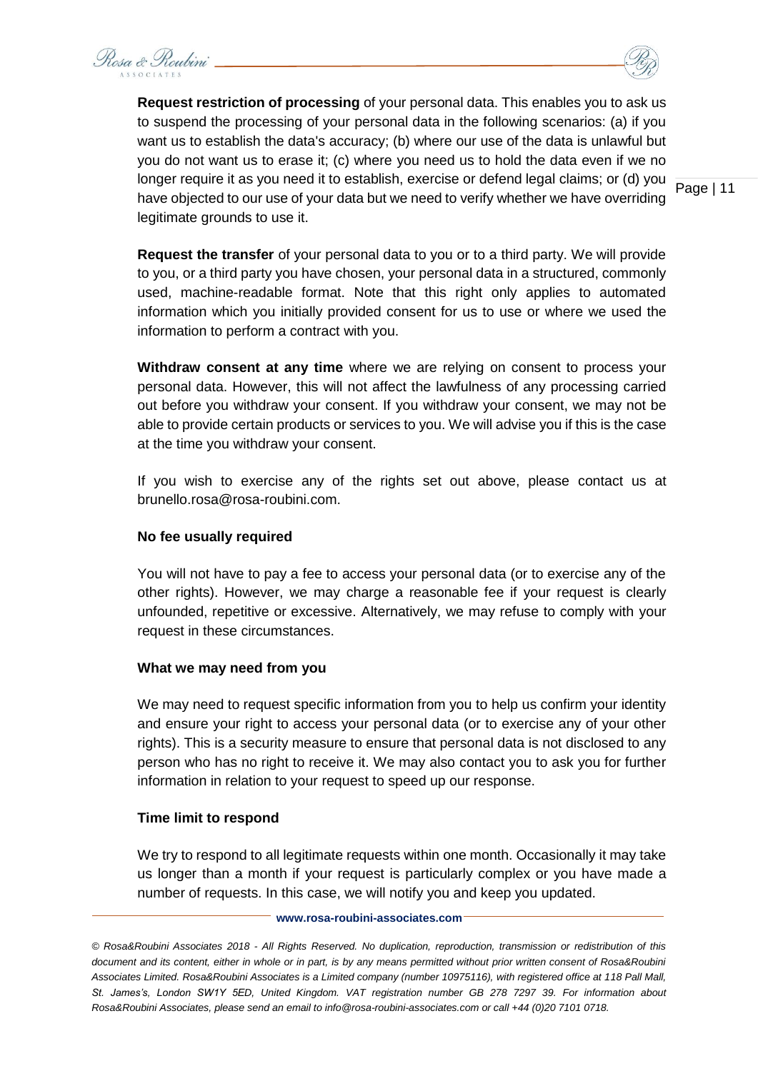**Request restriction of processing** of your personal data. This enables you to ask us to suspend the processing of your personal data in the following scenarios: (a) if you want us to establish the data's accuracy; (b) where our use of the data is unlawful but you do not want us to erase it; (c) where you need us to hold the data even if we no longer require it as you need it to establish, exercise or defend legal claims; or (d) you have objected to our use of your data but we need to verify whether we have overriding legitimate grounds to use it.

**Request the transfer** of your personal data to you or to a third party. We will provide to you, or a third party you have chosen, your personal data in a structured, commonly used, machine-readable format. Note that this right only applies to automated information which you initially provided consent for us to use or where we used the information to perform a contract with you.

**Withdraw consent at any time** where we are relying on consent to process your personal data. However, this will not affect the lawfulness of any processing carried out before you withdraw your consent. If you withdraw your consent, we may not be able to provide certain products or services to you. We will advise you if this is the case at the time you withdraw your consent.

If you wish to exercise any of the rights set out above, please contact us at brunello.rosa@rosa-roubini.com.

**No fee usually required**

You will not have to pay a fee to access your personal data (or to exercise any of the other rights). However, we may charge a reasonable fee if your request is clearly unfounded, repetitive or excessive. Alternatively, we may refuse to comply with your request in these circumstances.

**What we may need from you**

We may need to request specific information from you to help us confirm your identity and ensure your right to access your personal data (or to exercise any of your other rights). This is a security measure to ensure that personal data is not disclosed to any person who has no right to receive it. We may also contact you to ask you for further information in relation to your request to speed up our response.

**Time limit to respond**

We try to respond to all legitimate requests within one month. Occasionally it may take us longer than a month if your request is particularly complex or you have made a number of requests. In this case, we will notify you and keep you updated.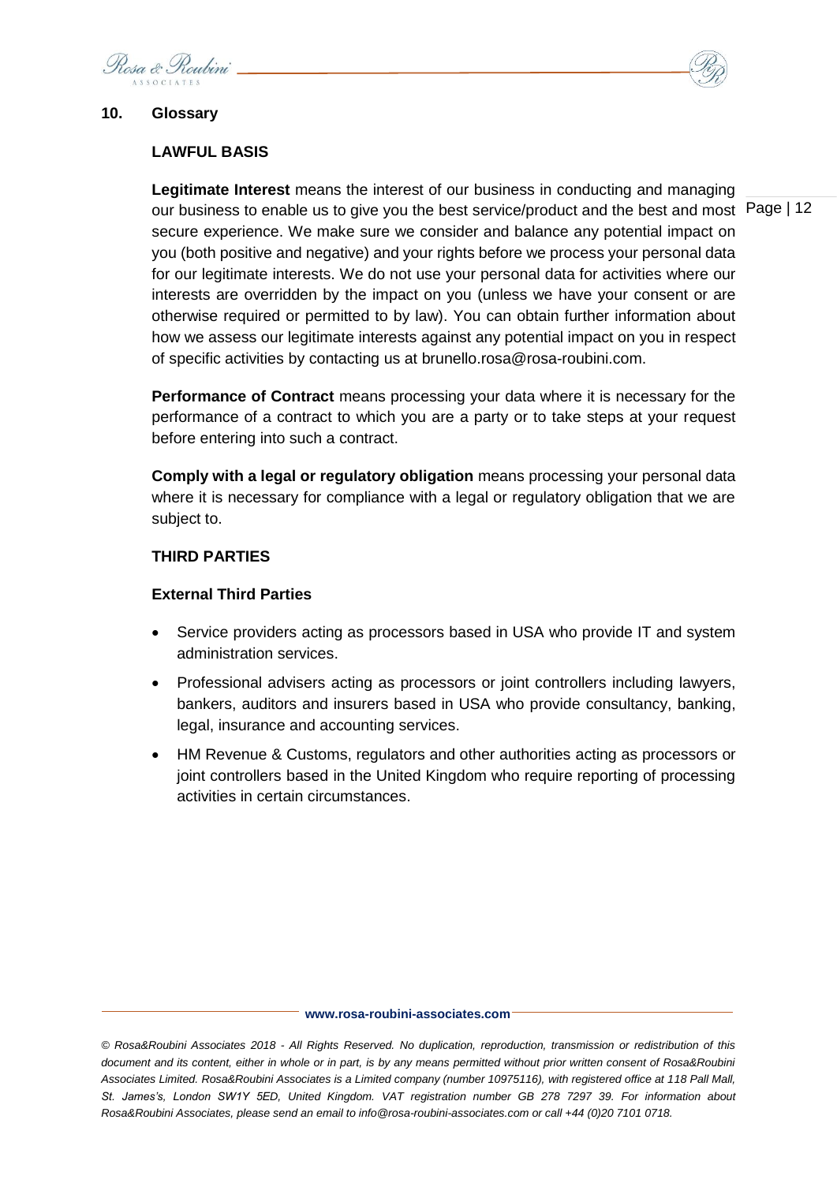## 10. Glossary

### LAWFUL BASIS

**Legitimate Interest** means the interest of our business in conducting and managing our business to enable us to give you the best service/product and the best and most secure experience. We make sure we consider and balance any potential impact on you (both positive and negative) and your rights before we process your personal data for our legitimate interests. We do not use your personal data for activities where our interests are overridden by the impact on you (unless we have your consent or are otherwise required or permitted to by law). You can obtain further information about how we assess our legitimate interests against any potential impact on you in respect of specific activities by contacting us at brunello.rosa@rosa-roubini.com.

**Performance of Contract** means processing your data where it is necessary for the performance of a contract to which you are a party or to take steps at your request before entering into such a contract.

**Comply with a legal or regulatory obligation** means processing your personal data where it is necessary for compliance with a legal or regulatory obligation that we are subject to.

### THIRD PARTIES

**External Third Parties**

- Service providers acting as processors based in USA who provide IT and system administration services.
- Professional advisers acting as processors or joint controllers including lawyers, bankers, auditors and insurers based in USA who provide consultancy, banking, legal, insurance and accounting services.
- HM Revenue & Customs, regulators and other authorities acting as processors or joint controllers based in the United Kingdom who require reporting of processing activities in certain circumstances.